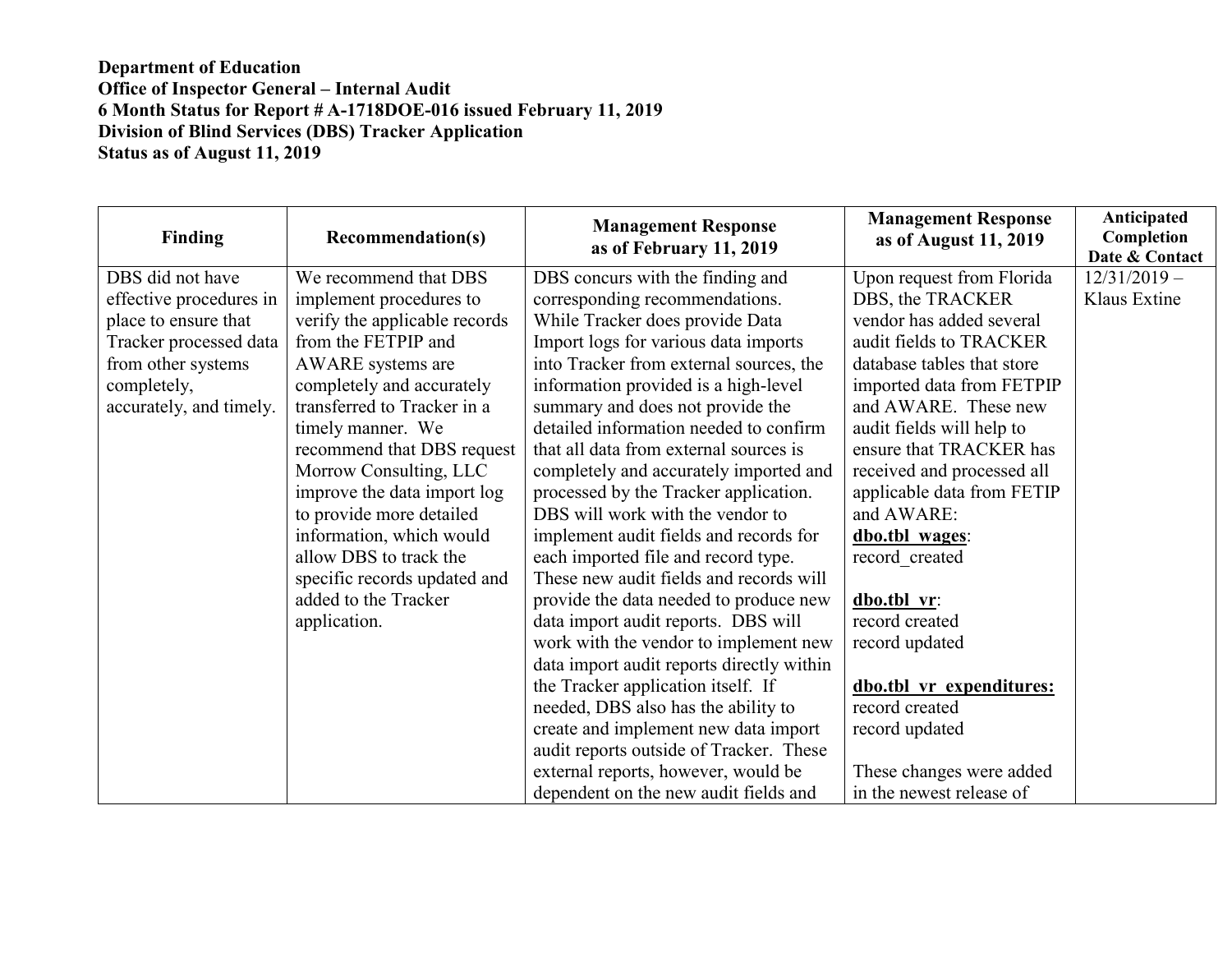**Department of Education**
**Office of Inspector General – Internal Audit**
**6 Month Status for Report # A-1718DOE-016 issued February 11, 2019**
**Division of Blind Services (DBS) Tracker Application**
**Status as of August 11, 2019**

| Finding | Recommendation(s) | Management Response as of February 11, 2019 | Management Response as of August 11, 2019 | Anticipated Completion Date & Contact |
|---|---|---|---|---|
| DBS did not have effective procedures in place to ensure that Tracker processed data from other systems completely, accurately, and timely. | We recommend that DBS implement procedures to verify the applicable records from the FETPIP and AWARE systems are completely and accurately transferred to Tracker in a timely manner. We recommend that DBS request Morrow Consulting, LLC improve the data import log to provide more detailed information, which would allow DBS to track the specific records updated and added to the Tracker application. | DBS concurs with the finding and corresponding recommendations. While Tracker does provide Data Import logs for various data imports into Tracker from external sources, the information provided is a high-level summary and does not provide the detailed information needed to confirm that all data from external sources is completely and accurately imported and processed by the Tracker application. DBS will work with the vendor to implement audit fields and records for each imported file and record type. These new audit fields and records will provide the data needed to produce new data import audit reports. DBS will work with the vendor to implement new data import audit reports directly within the Tracker application itself. If needed, DBS also has the ability to create and implement new data import audit reports outside of Tracker. These external reports, however, would be dependent on the new audit fields and | Upon request from Florida DBS, the TRACKER vendor has added several audit fields to TRACKER database tables that store imported data from FETPIP and AWARE. These new audit fields will help to ensure that TRACKER has received and processed all applicable data from FETIP and AWARE:<br><br>**dbo.tbl_wages**:<br>record_created<br><br>**dbo.tbl_vr**:<br>record created<br>record updated<br><br>**dbo.tbl_vr_expenditures:**<br>record created<br>record updated<br><br>These changes were added in the newest release of | 12/31/2019 – Klaus Extine |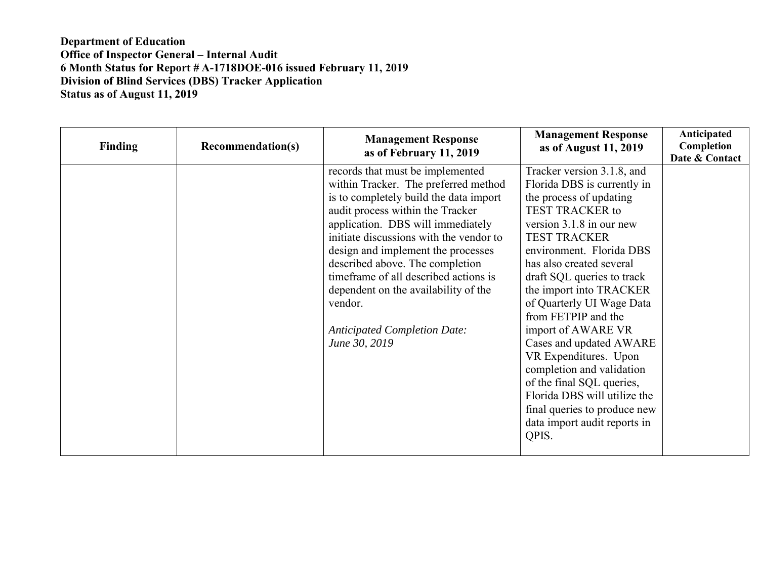**Department of Education**
**Office of Inspector General – Internal Audit**
**6 Month Status for Report # A-1718DOE-016 issued February 11, 2019**
**Division of Blind Services (DBS) Tracker Application**
**Status as of August 11, 2019**

| Finding | Recommendation(s) | Management Response as of February 11, 2019 | Management Response as of August 11, 2019 | Anticipated Completion Date & Contact |
|---|---|---|---|---|
| | | records that must be implemented within Tracker. The preferred method is to completely build the data import audit process within the Tracker application. DBS will immediately initiate discussions with the vendor to design and implement the processes described above. The completion timeframe of all described actions is dependent on the availability of the vendor.<br><br>*Anticipated Completion Date: June 30, 2019* | Tracker version 3.1.8, and Florida DBS is currently in the process of updating TEST TRACKER to version 3.1.8 in our new TEST TRACKER environment. Florida DBS has also created several draft SQL queries to track the import into TRACKER of Quarterly UI Wage Data from FETPIP and the import of AWARE VR Cases and updated AWARE VR Expenditures. Upon completion and validation of the final SQL queries, Florida DBS will utilize the final queries to produce new data import audit reports in QPIS. | |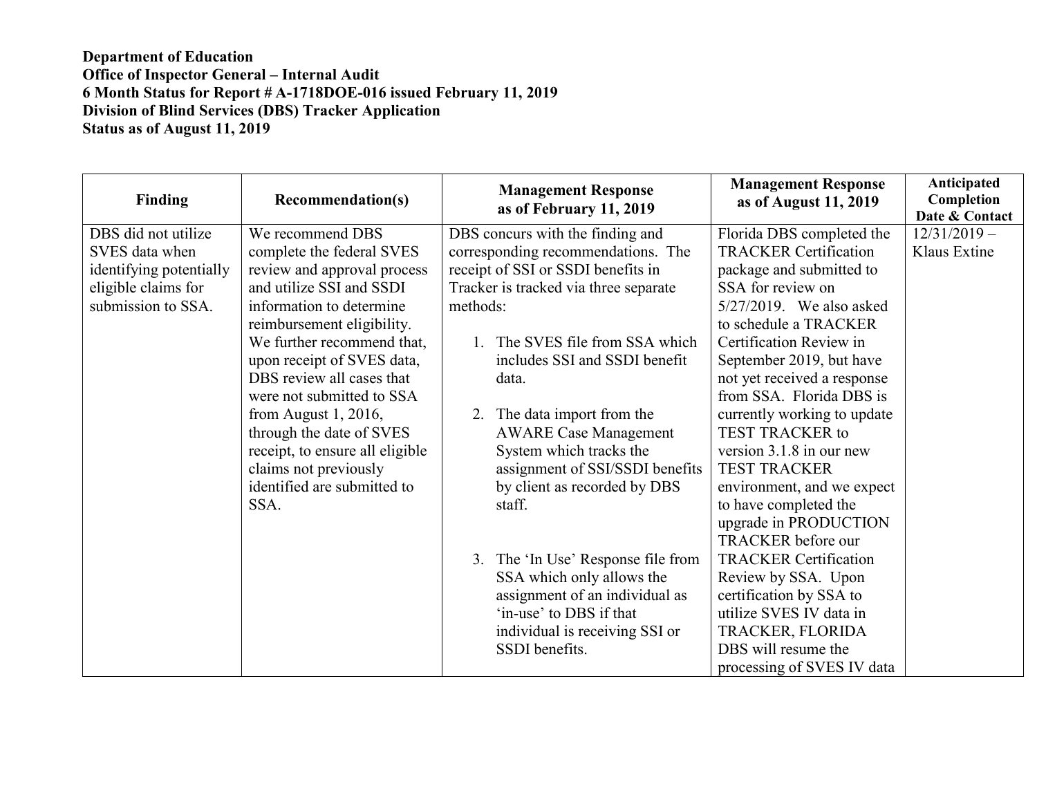**Department of Education**
**Office of Inspector General – Internal Audit**
**6 Month Status for Report # A-1718DOE-016 issued February 11, 2019**
**Division of Blind Services (DBS) Tracker Application**
**Status as of August 11, 2019**

| Finding | Recommendation(s) | Management Response as of February 11, 2019 | Management Response as of August 11, 2019 | Anticipated Completion Date & Contact |
|---|---|---|---|---|
| DBS did not utilize SVES data when identifying potentially eligible claims for submission to SSA. | We recommend DBS complete the federal SVES review and approval process and utilize SSI and SSDI information to determine reimbursement eligibility. We further recommend that, upon receipt of SVES data, DBS review all cases that were not submitted to SSA from August 1, 2016, through the date of SVES receipt, to ensure all eligible claims not previously identified are submitted to SSA. | DBS concurs with the finding and corresponding recommendations. The receipt of SSI or SSDI benefits in Tracker is tracked via three separate methods: <br> 1. The SVES file from SSA which includes SSI and SSDI benefit data. <br> 2. The data import from the AWARE Case Management System which tracks the assignment of SSI/SSDI benefits by client as recorded by DBS staff. <br> 3. The 'In Use' Response file from SSA which only allows the assignment of an individual as 'in-use' to DBS if that individual is receiving SSI or SSDI benefits. | Florida DBS completed the TRACKER Certification package and submitted to SSA for review on 5/27/2019. We also asked to schedule a TRACKER Certification Review in September 2019, but have not yet received a response from SSA. Florida DBS is currently working to update TEST TRACKER to version 3.1.8 in our new TEST TRACKER environment, and we expect to have completed the upgrade in PRODUCTION TRACKER before our TRACKER Certification Review by SSA. Upon certification by SSA to utilize SVES IV data in TRACKER, FLORIDA DBS will resume the processing of SVES IV data | 12/31/2019 – Klaus Extine |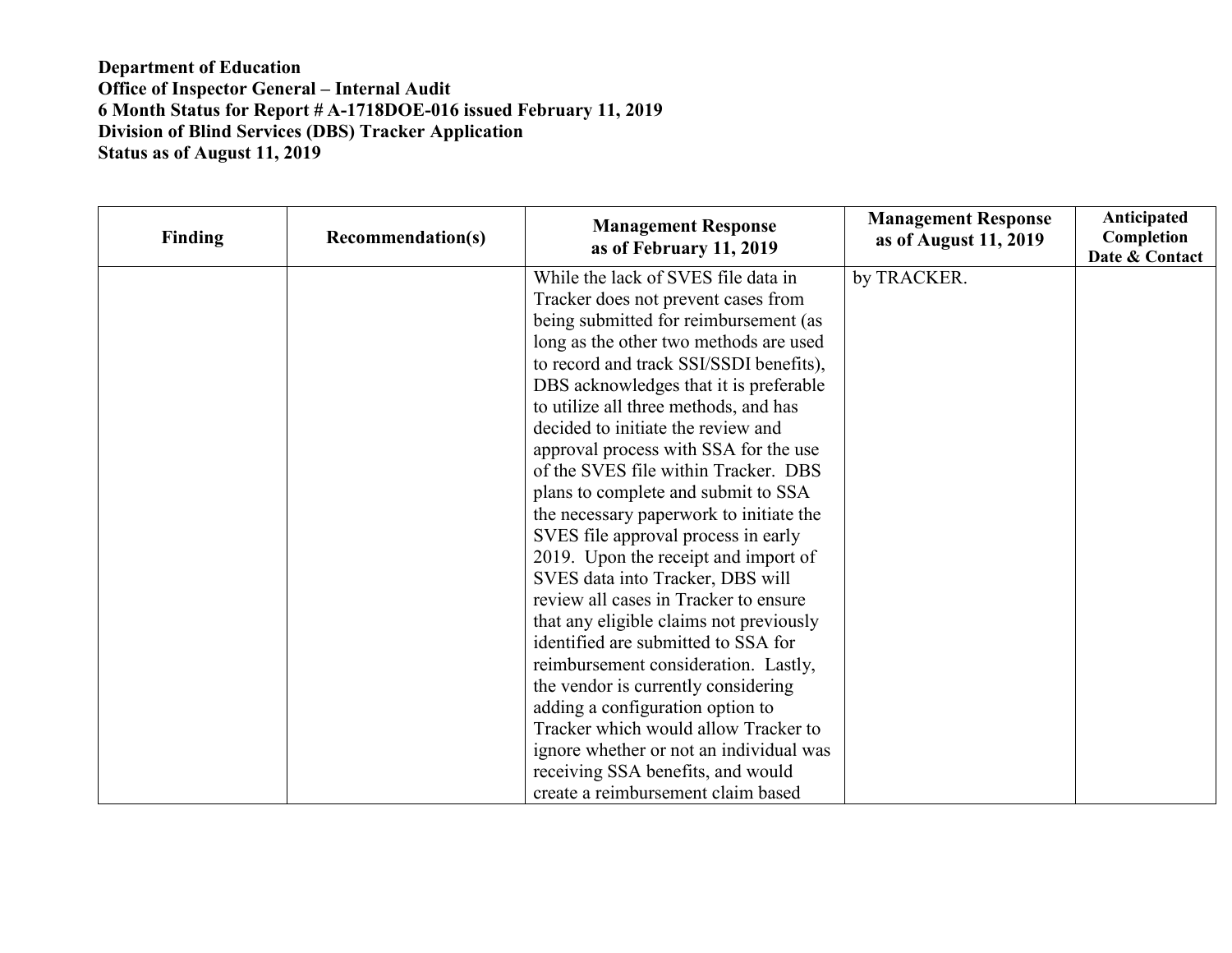**Department of Education**
**Office of Inspector General – Internal Audit**
**6 Month Status for Report # A-1718DOE-016 issued February 11, 2019**
**Division of Blind Services (DBS) Tracker Application**
**Status as of August 11, 2019**

| Finding | Recommendation(s) | Management Response as of February 11, 2019 | Management Response as of August 11, 2019 | Anticipated Completion Date & Contact |
|---|---|---|---|---|
| | | While the lack of SVES file data in Tracker does not prevent cases from being submitted for reimbursement (as long as the other two methods are used to record and track SSI/SSDI benefits), DBS acknowledges that it is preferable to utilize all three methods, and has decided to initiate the review and approval process with SSA for the use of the SVES file within Tracker. DBS plans to complete and submit to SSA the necessary paperwork to initiate the SVES file approval process in early 2019. Upon the receipt and import of SVES data into Tracker, DBS will review all cases in Tracker to ensure that any eligible claims not previously identified are submitted to SSA for reimbursement consideration. Lastly, the vendor is currently considering adding a configuration option to Tracker which would allow Tracker to ignore whether or not an individual was receiving SSA benefits, and would create a reimbursement claim based | by TRACKER. | |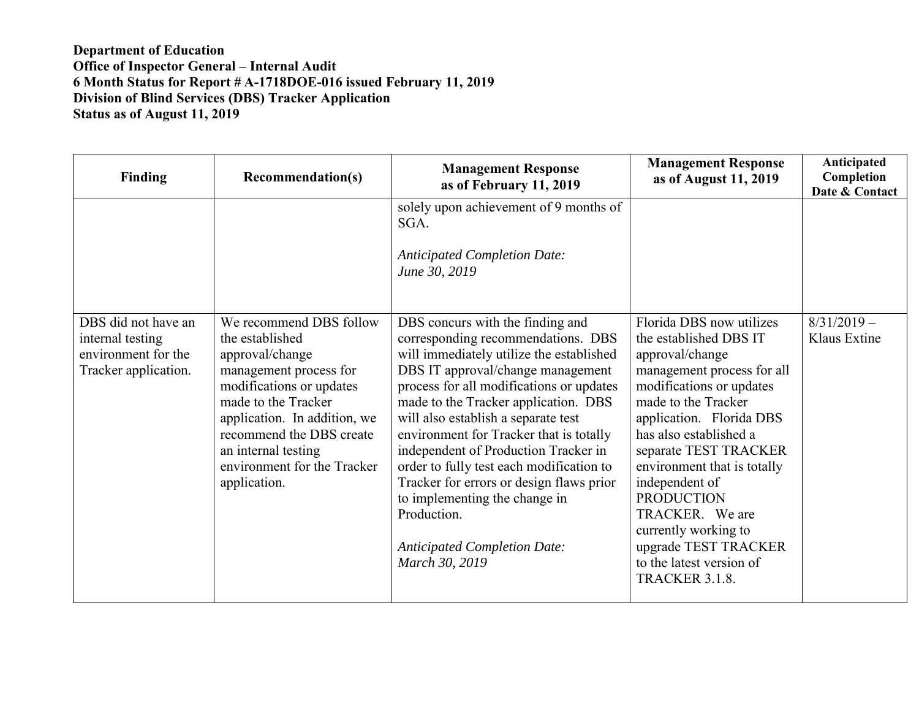**Department of Education**
**Office of Inspector General – Internal Audit**
**6 Month Status for Report # A-1718DOE-016 issued February 11, 2019**
**Division of Blind Services (DBS) Tracker Application**
**Status as of August 11, 2019**

| Finding | Recommendation(s) | Management Response as of February 11, 2019 | Management Response as of August 11, 2019 | Anticipated Completion Date & Contact |
|---|---|---|---|---|
| | | solely upon achievement of 9 months of SGA.<br><br>*Anticipated Completion Date: June 30, 2019* | | |
| DBS did not have an internal testing environment for the Tracker application. | We recommend DBS follow the established approval/change management process for modifications or updates made to the Tracker application. In addition, we recommend the DBS create an internal testing environment for the Tracker application. | DBS concurs with the finding and corresponding recommendations. DBS will immediately utilize the established DBS IT approval/change management process for all modifications or updates made to the Tracker application. DBS will also establish a separate test environment for Tracker that is totally independent of Production Tracker in order to fully test each modification to Tracker for errors or design flaws prior to implementing the change in Production.<br><br>*Anticipated Completion Date: March 30, 2019* | Florida DBS now utilizes the established DBS IT approval/change management process for all modifications or updates made to the Tracker application. Florida DBS has also established a separate TEST TRACKER environment that is totally independent of PRODUCTION TRACKER. We are currently working to upgrade TEST TRACKER to the latest version of TRACKER 3.1.8. | 8/31/2019 – Klaus Extine |